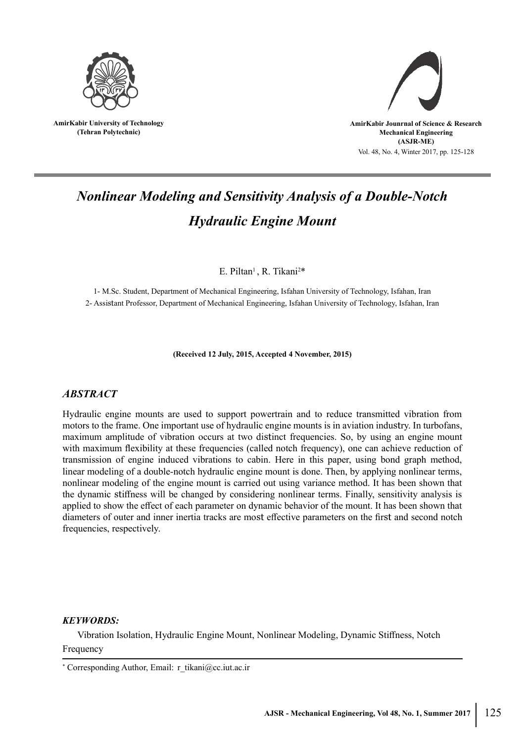AmirKabir University of Technology
(Tehran Polytechnic)

AmirKabir Jounrnal of Science & Research
Mechanical Engineering
(ASJR-ME)

# *Nonlinear Modeling and Sensitivity Analysis of a Double-Notch Hydraulic Engine Mount*

E. Piltan[1], R. Tikani[2]*

1- M.Sc. Student, Department of Mechanical Engineering, Isfahan University of Technology, Isfahan, Iran
2- Assistant Professor, Department of Mechanical Engineering, Isfahan University of Technology, Isfahan, Iran

**(Received 12 July, 2015, Accepted 4 November, 2015)**

## *ABSTRACT*

Hydraulic engine mounts are used to support powertrain and to reduce transmitted vibration from motors to the frame. One important use of hydraulic engine mounts is in aviation industry. In turbofans, maximum amplitude of vibration occurs at two distinct frequencies. So, by using an engine mount with maximum flexibility at these frequencies (called notch frequency), one can achieve reduction of transmission of engine induced vibrations to cabin. Here in this paper, using bond graph method, linear modeling of a double-notch hydraulic engine mount is done. Then, by applying nonlinear terms, nonlinear modeling of the engine mount is carried out using variance method. It has been shown that the dynamic stiffness will be changed by considering nonlinear terms. Finally, sensitivity analysis is applied to show the effect of each parameter on dynamic behavior of the mount. It has been shown that diameters of outer and inner inertia tracks are most effective parameters on the first and second notch frequencies, respectively.

***KEYWORDS:***

Vibration Isolation, Hydraulic Engine Mount, Nonlinear Modeling, Dynamic Stiffness, Notch Frequency

* Corresponding Author, Email: r_tikani@cc.iut.ac.ir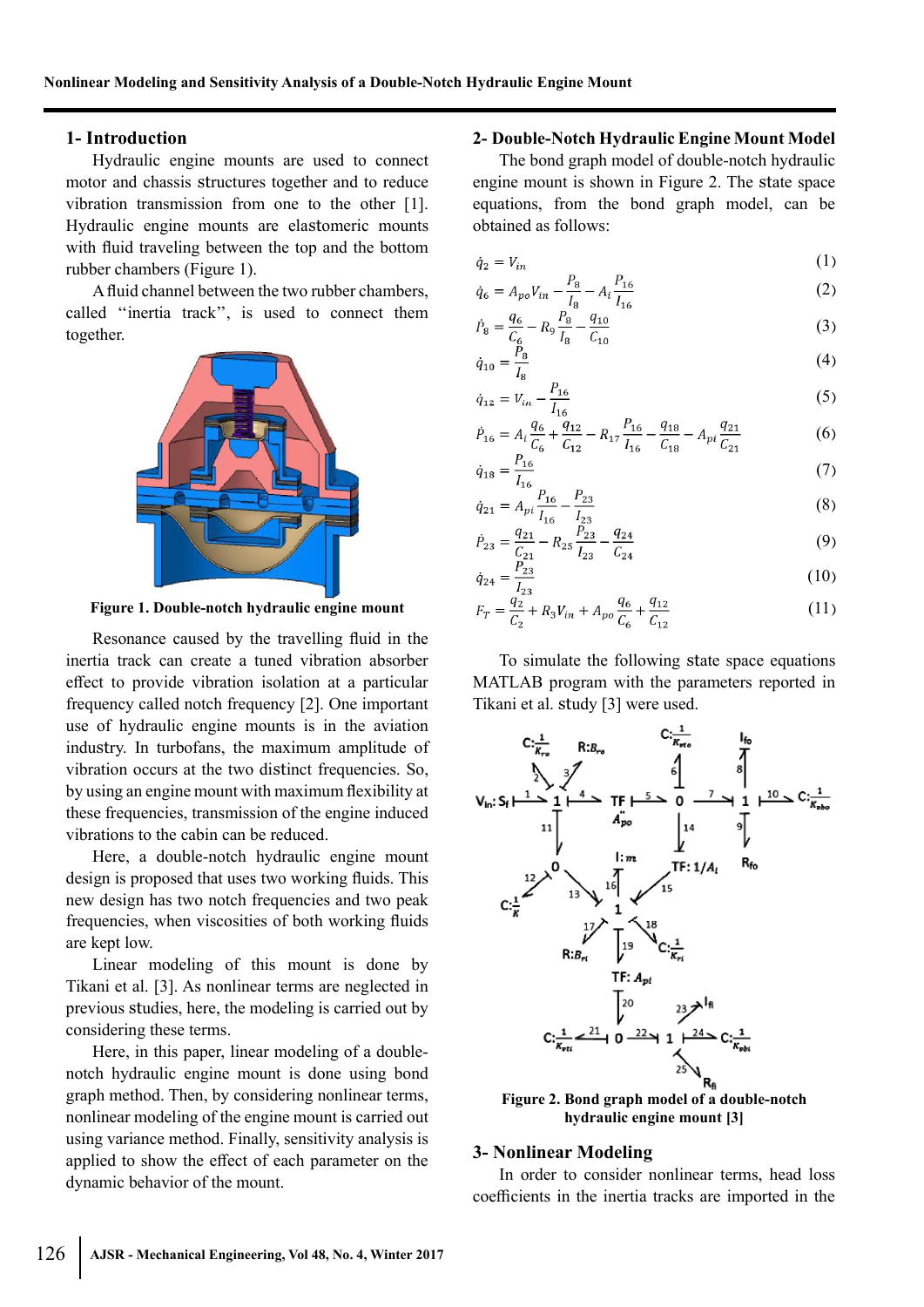## 1- Introduction

Hydraulic engine mounts are used to connect motor and chassis structures together and to reduce vibration transmission from one to the other [1]. Hydraulic engine mounts are elastomeric mounts with fluid traveling between the top and the bottom rubber chambers (Figure 1).

A fluid channel between the two rubber chambers, called "inertia track", is used to connect them together.

**Figure 1. Double-notch hydraulic engine mount**

Resonance caused by the travelling fluid in the inertia track can create a tuned vibration absorber effect to provide vibration isolation at a particular frequency called notch frequency [2]. One important use of hydraulic engine mounts is in the aviation industry. In turbofans, the maximum amplitude of vibration occurs at the two distinct frequencies. So, by using an engine mount with maximum flexibility at these frequencies, transmission of the engine induced vibrations to the cabin can be reduced.

Here, a double-notch hydraulic engine mount design is proposed that uses two working fluids. This new design has two notch frequencies and two peak frequencies, when viscosities of both working fluids are kept low.

Linear modeling of this mount is done by Tikani et al. [3]. As nonlinear terms are neglected in previous studies, here, the modeling is carried out by considering these terms.

Here, in this paper, linear modeling of a double-notch hydraulic engine mount is done using bond graph method. Then, by considering nonlinear terms, nonlinear modeling of the engine mount is carried out using variance method. Finally, sensitivity analysis is applied to show the effect of each parameter on the dynamic behavior of the mount.

## 2- Double-Notch Hydraulic Engine Mount Model

The bond graph model of double-notch hydraulic engine mount is shown in Figure 2. The state space equations, from the bond graph model, can be obtained as follows:

$$\dot{q}_2 = V_{in} \tag{1}$$

$$\dot{q}_6 = A_{po}V_{in} - \frac{P_8}{I_8} - A_i\frac{P_{16}}{I_{16}} \tag{2}$$

$$\dot{P}_8 = \frac{q_6}{C_6} - R_9\frac{P_8}{I_8} - \frac{q_{10}}{C_{10}} \tag{3}$$

$$\dot{q}_{10} = \frac{P_8}{I_8} \tag{4}$$

$$\dot{q}_{12} = V_{in} - \frac{P_{16}}{I_{16}} \tag{5}$$

$$\dot{P}_{16} = A_i\frac{q_6}{C_6} + \frac{q_{12}}{C_{12}} - R_{17}\frac{P_{16}}{I_{16}} - \frac{q_{18}}{C_{18}} - A_{pi}\frac{q_{21}}{C_{21}} \tag{6}$$

$$\dot{q}_{18} = \frac{P_{16}}{I_{16}} \tag{7}$$

$$\dot{q}_{21} = A_{pi}\frac{P_{16}}{I_{16}} - \frac{P_{23}}{I_{23}} \tag{8}$$

$$\dot{P}_{23} = \frac{q_{21}}{C_{21}} - R_{25}\frac{P_{23}}{I_{23}} - \frac{q_{24}}{C_{24}} \tag{9}$$

$$\dot{q}_{24} = \frac{P_{23}}{I_{23}} \tag{10}$$

$$F_T = \frac{q_2}{C_2} + R_3V_{in} + A_{po}\frac{q_6}{C_6} + \frac{q_{12}}{C_{12}} \tag{11}$$

To simulate the following state space equations MATLAB program with the parameters reported in Tikani et al. study [3] were used.

**Figure 2. Bond graph model of a double-notch hydraulic engine mount [3]**

## 3- Nonlinear Modeling

In order to consider nonlinear terms, head loss coefficients in the inertia tracks are imported in the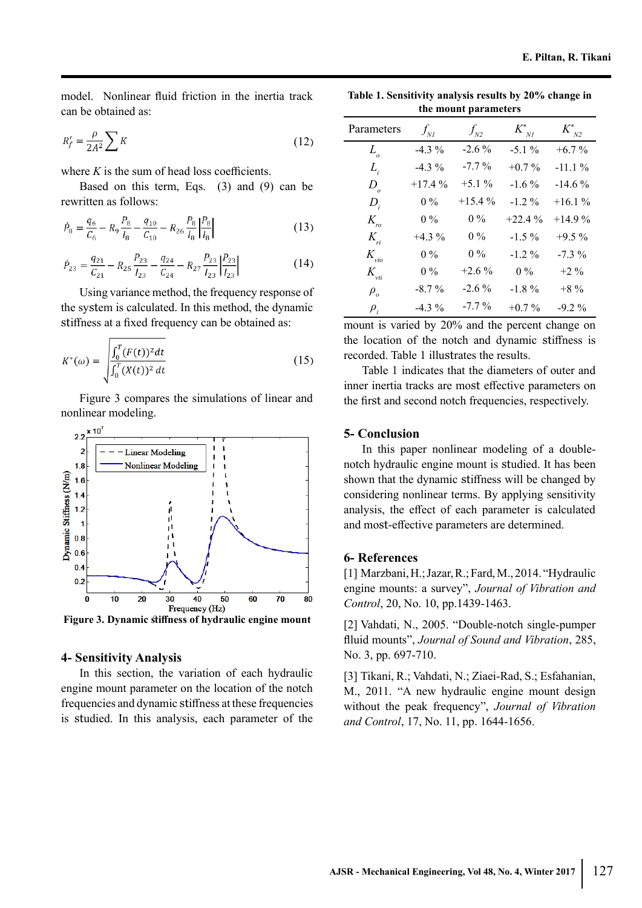model. Nonlinear fluid friction in the inertia track can be obtained as:

$$R_f' = \frac{\rho}{2A^2}\sum K \tag{12}$$

where $K$ is the sum of head loss coefficients.

Based on this term, Eqs. (3) and (9) can be rewritten as follows:

$$\dot{P}_8 = \frac{q_6}{C_6} - R_9\frac{P_8}{I_8} - \frac{q_{10}}{C_{10}} - R_{26}\frac{P_8}{I_8}\left|\frac{P_8}{I_8}\right| \tag{13}$$

$$\dot{P}_{23} = \frac{q_{21}}{C_{21}} - R_{25}\frac{P_{23}}{I_{23}} - \frac{q_{24}}{C_{24}} - R_{27}\frac{P_{23}}{I_{23}}\left|\frac{P_{23}}{I_{23}}\right| \tag{14}$$

Using variance method, the frequency response of the system is calculated. In this method, the dynamic stiffness at a fixed frequency can be obtained as:

$$K^*(\omega) = \sqrt{\frac{\int_0^T (F(t))^2 dt}{\int_0^T (X(t))^2\, dt}} \tag{15}$$

Figure 3 compares the simulations of linear and nonlinear modeling.

x 10^7
Linear Modeling
Nonlinear Modeling
Dynamic Stiffness (N/m)
Frequency (Hz)
0 10 20 30 40 50 60 70 80
0.2 0.4 0.6 0.8 1 1.2 1.4 1.6 1.8 2 2.2

**Figure 3. Dynamic stiffness of hydraulic engine mount**

## 4- Sensitivity Analysis

In this section, the variation of each hydraulic engine mount parameter on the location of the notch frequencies and dynamic stiffness at these frequencies is studied. In this analysis, each parameter of the mount is varied by 20% and the percent change on the location of the notch and dynamic stiffness is recorded. Table 1 illustrates the results.

**Table 1. Sensitivity analysis results by 20% change in the mount parameters**

| Parameters | $f_{N1}$ | $f_{N2}$ | $K^*_{N1}$ | $K^*_{N2}$ |
|---|---|---|---|---|
| $L_o$ | -4.3 % | -2.6 % | -5.1 % | +6.7 % |
| $L_i$ | -4.3 % | -7.7 % | +0.7 % | -11.1 % |
| $D_o$ | +17.4 % | +5.1 % | -1.6 % | -14.6 % |
| $D_i$ | 0 % | +15.4 % | -1.2 % | +16.1 % |
| $K_{ro}$ | 0 % | 0 % | +22.4 % | +14.9 % |
| $K_{ri}$ | +4.3 % | 0 % | -1.5 % | +9.5 % |
| $K_{vto}$ | 0 % | 0 % | -1.2 % | -7.3 % |
| $K_{vti}$ | 0 % | +2.6 % | 0 % | +2 % |
| $\rho_o$ | -8.7 % | -2.6 % | -1.8 % | +8 % |
| $\rho_i$ | -4.3 % | -7.7 % | +0.7 % | -9.2 % |

Table 1 indicates that the diameters of outer and inner inertia tracks are most effective parameters on the first and second notch frequencies, respectively.

## 5- Conclusion

In this paper nonlinear modeling of a double-notch hydraulic engine mount is studied. It has been shown that the dynamic stiffness will be changed by considering nonlinear terms. By applying sensitivity analysis, the effect of each parameter is calculated and most-effective parameters are determined.

## 6- References

[1] Marzbani, H.; Jazar, R.; Fard, M., 2014. "Hydraulic engine mounts: a survey", *Journal of Vibration and Control*, 20, No. 10, pp.1439-1463.

[2] Vahdati, N., 2005. "Double-notch single-pumper flluid mounts", *Journal of Sound and Vibration*, 285, No. 3, pp. 697-710.

[3] Tikani, R.; Vahdati, N.; Ziaei-Rad, S.; Esfahanian, M., 2011. "A new hydraulic engine mount design without the peak frequency", *Journal of Vibration and Control*, 17, No. 11, pp. 1644-1656.